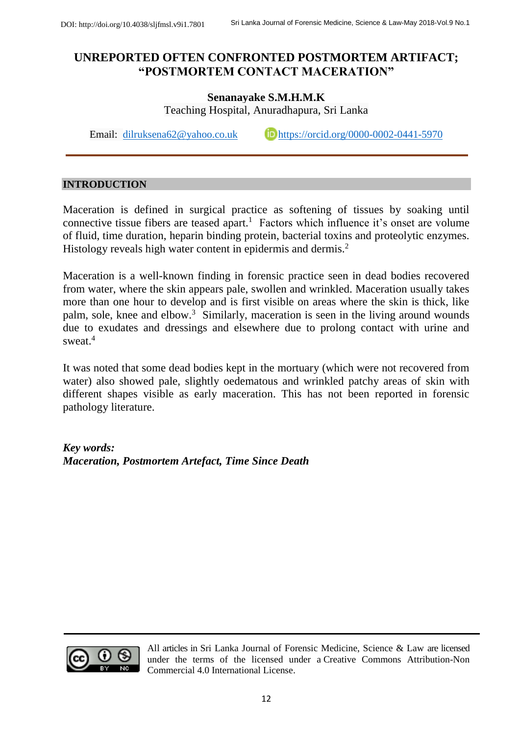# UNREPORTED OFTEN CONFRONTED POSTMORTEM ARTIFACT; "POSTMORTEM CONTACT MACERATION"

**Senanayake S.M.H.M.K**

Teaching Hospital, Anuradhapura, Sri Lanka

Email: dilruksena62@yahoo.co.uk https://orcid.org/0000-0002-0441-5970

## INTRODUCTION

Maceration is defined in surgical practice as softening of tissues by soaking until connective tissue fibers are teased apart.[1] Factors which influence it's onset are volume of fluid, time duration, heparin binding protein, bacterial toxins and proteolytic enzymes. Histology reveals high water content in epidermis and dermis.[2]

Maceration is a well-known finding in forensic practice seen in dead bodies recovered from water, where the skin appears pale, swollen and wrinkled. Maceration usually takes more than one hour to develop and is first visible on areas where the skin is thick, like palm, sole, knee and elbow.[3] Similarly, maceration is seen in the living around wounds due to exudates and dressings and elsewhere due to prolong contact with urine and sweat.[4]

It was noted that some dead bodies kept in the mortuary (which were not recovered from water) also showed pale, slightly oedematous and wrinkled patchy areas of skin with different shapes visible as early maceration. This has not been reported in forensic pathology literature.

***Key words:***
***Maceration, Postmortem Artefact, Time Since Death***

All articles in Sri Lanka Journal of Forensic Medicine, Science & Law are licensed under the terms of the licensed under a Creative Commons Attribution-Non Commercial 4.0 International License.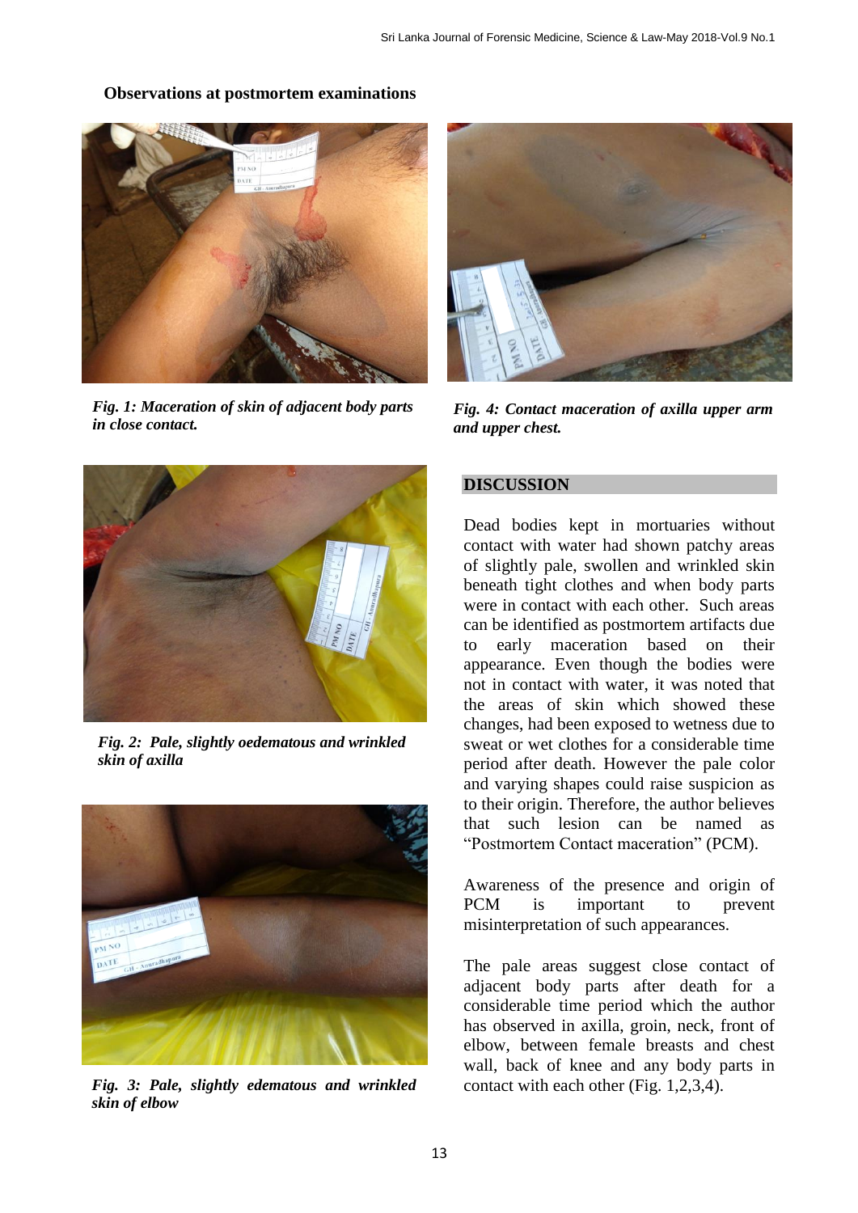**Observations at postmortem examinations**

*Fig. 1: Maceration of skin of adjacent body parts in close contact.*

*Fig. 2: Pale, slightly oedematous and wrinkled skin of axilla*

*Fig. 3: Pale, slightly edematous and wrinkled skin of elbow*

*Fig. 4: Contact maceration of axilla upper arm and upper chest.*

## DISCUSSION

Dead bodies kept in mortuaries without contact with water had shown patchy areas of slightly pale, swollen and wrinkled skin beneath tight clothes and when body parts were in contact with each other. Such areas can be identified as postmortem artifacts due to early maceration based on their appearance. Even though the bodies were not in contact with water, it was noted that the areas of skin which showed these changes, had been exposed to wetness due to sweat or wet clothes for a considerable time period after death. However the pale color and varying shapes could raise suspicion as to their origin. Therefore, the author believes that such lesion can be named as "Postmortem Contact maceration" (PCM).

Awareness of the presence and origin of PCM is important to prevent misinterpretation of such appearances.

The pale areas suggest close contact of adjacent body parts after death for a considerable time period which the author has observed in axilla, groin, neck, front of elbow, between female breasts and chest wall, back of knee and any body parts in contact with each other (Fig. 1,2,3,4).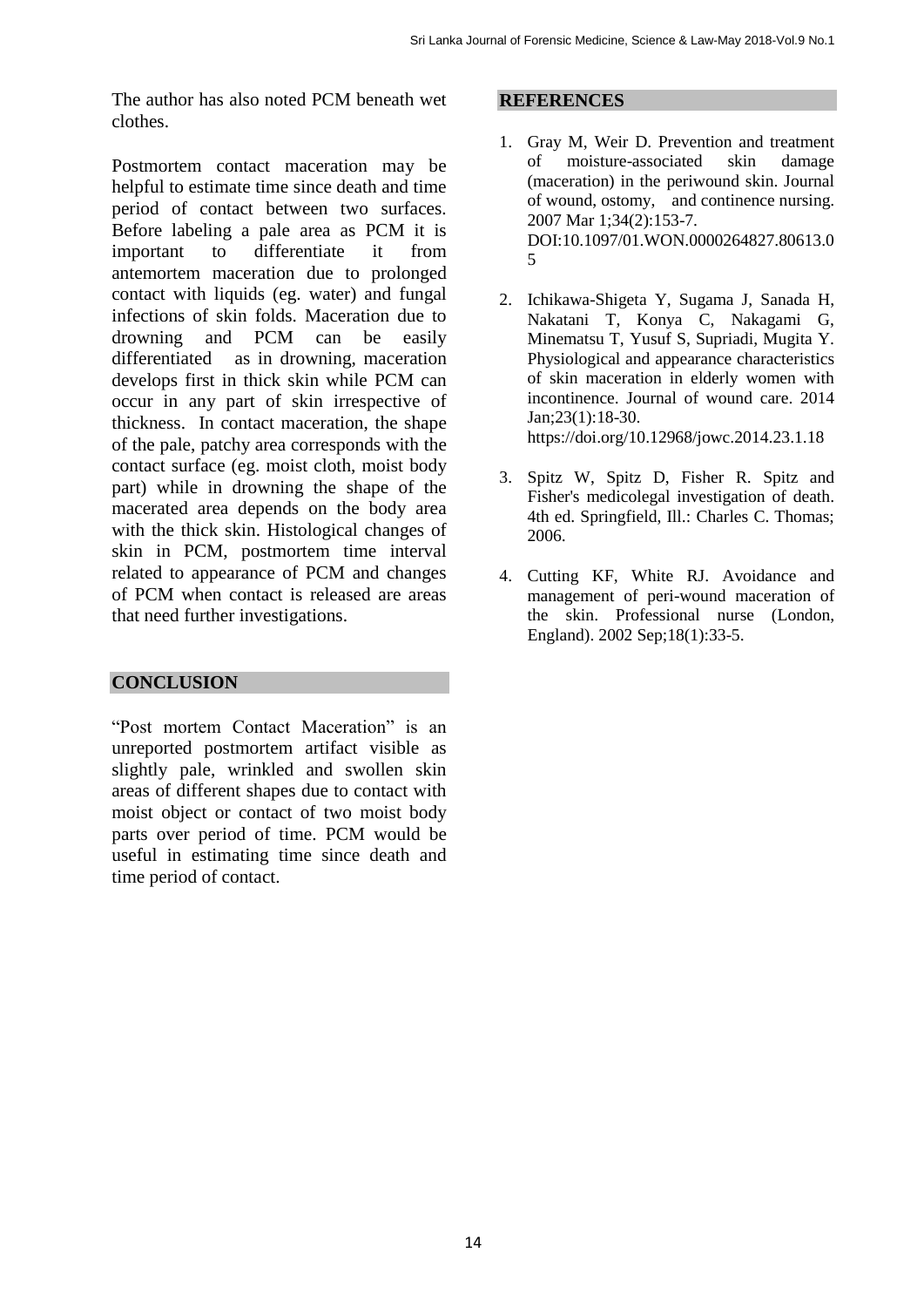The author has also noted PCM beneath wet clothes.

Postmortem contact maceration may be helpful to estimate time since death and time period of contact between two surfaces. Before labeling a pale area as PCM it is important to differentiate it from antemortem maceration due to prolonged contact with liquids (eg. water) and fungal infections of skin folds. Maceration due to drowning and PCM can be easily differentiated as in drowning, maceration develops first in thick skin while PCM can occur in any part of skin irrespective of thickness. In contact maceration, the shape of the pale, patchy area corresponds with the contact surface (eg. moist cloth, moist body part) while in drowning the shape of the macerated area depends on the body area with the thick skin. Histological changes of skin in PCM, postmortem time interval related to appearance of PCM and changes of PCM when contact is released are areas that need further investigations.

## CONCLUSION

"Post mortem Contact Maceration" is an unreported postmortem artifact visible as slightly pale, wrinkled and swollen skin areas of different shapes due to contact with moist object or contact of two moist body parts over period of time. PCM would be useful in estimating time since death and time period of contact.

## REFERENCES

1. Gray M, Weir D. Prevention and treatment of moisture-associated skin damage (maceration) in the periwound skin. Journal of wound, ostomy, and continence nursing. 2007 Mar 1;34(2):153-7. DOI:10.1097/01.WON.0000264827.80613.05
2. Ichikawa-Shigeta Y, Sugama J, Sanada H, Nakatani T, Konya C, Nakagami G, Minematsu T, Yusuf S, Supriadi, Mugita Y. Physiological and appearance characteristics of skin maceration in elderly women with incontinence. Journal of wound care. 2014 Jan;23(1):18-30. https://doi.org/10.12968/jowc.2014.23.1.18
3. Spitz W, Spitz D, Fisher R. Spitz and Fisher's medicolegal investigation of death. 4th ed. Springfield, Ill.: Charles C. Thomas; 2006.
4. Cutting KF, White RJ. Avoidance and management of peri-wound maceration of the skin. Professional nurse (London, England). 2002 Sep;18(1):33-5.